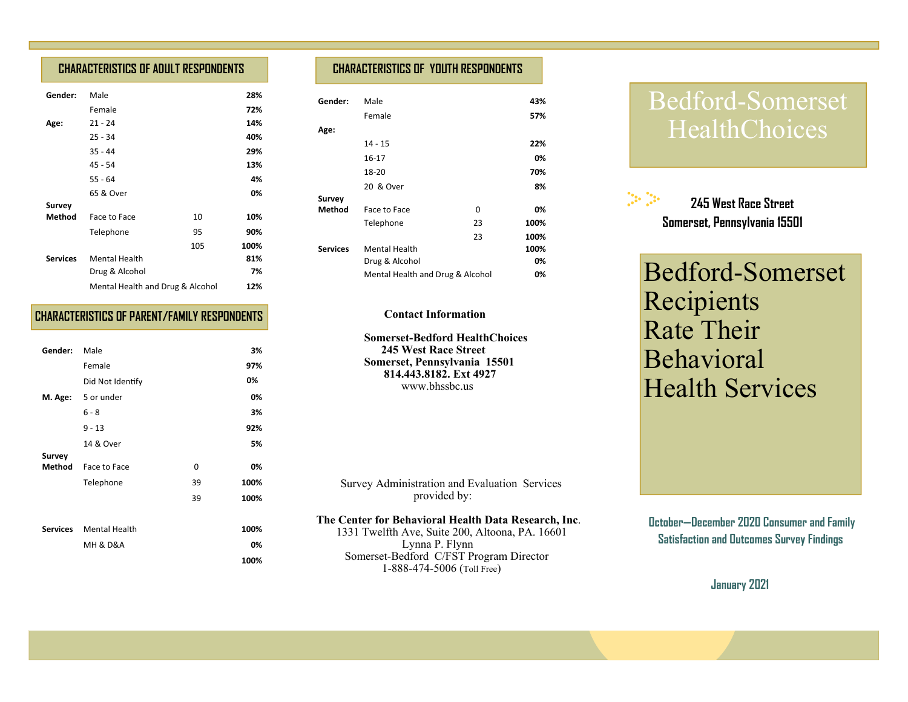## CHARACTERISTICS OF ADULT RESPONDENTS

| | | | |
|---|---|---|---|
| **Gender:** | Male | | **28%** |
| | Female | | **72%** |
| **Age:** | 21 - 24 | | **14%** |
| | 25 - 34 | | **40%** |
| | 35 - 44 | | **29%** |
| | 45 - 54 | | **13%** |
| | 55 - 64 | | **4%** |
| | 65 & Over | | **0%** |
| **Survey Method** | Face to Face | 10 | **10%** |
| | Telephone | 95 | **90%** |
| | | 105 | **100%** |
| **Services** | Mental Health | | **81%** |
| | Drug & Alcohol | | **7%** |
| | Mental Health and Drug & Alcohol | | **12%** |

## CHARACTERISTICS OF PARENT/FAMILY RESPONDENTS

| | | | |
|---|---|---|---|
| **Gender:** | Male | | **3%** |
| | Female | | **97%** |
| | Did Not Identify | | **0%** |
| **M. Age:** | 5 or under | | **0%** |
| | 6 - 8 | | **3%** |
| | 9 - 13 | | **92%** |
| | 14 & Over | | **5%** |
| **Survey Method** | Face to Face | 0 | **0%** |
| | Telephone | 39 | **100%** |
| | | 39 | **100%** |
| **Services** | Mental Health | | **100%** |
| | MH & D&A | | **0%** |
| | | | **100%** |

## CHARACTERISTICS OF YOUTH RESPONDENTS

| | | | |
|---|---|---|---|
| **Gender:** | Male | | **43%** |
| | Female | | **57%** |
| **Age:** | | | |
| | 14 - 15 | | **22%** |
| | 16-17 | | **0%** |
| | 18-20 | | **70%** |
| | 20 & Over | | **8%** |
| **Survey Method** | Face to Face | 0 | **0%** |
| | Telephone | 23 | **100%** |
| | | 23 | **100%** |
| **Services** | Mental Health | | **100%** |
| | Drug & Alcohol | | **0%** |
| | Mental Health and Drug & Alcohol | | **0%** |

**Contact Information**

**Somerset-Bedford HealthChoices**
**245 West Race Street**
**Somerset, Pennsylvania 15501**
**814.443.8182. Ext 4927**
www.bhssbc.us

Survey Administration and Evaluation Services provided by:

**The Center for Behavioral Health Data Research, Inc.**
1331 Twelfth Ave, Suite 200, Altoona, PA. 16601
Lynna P. Flynn
Somerset-Bedford C/FST Program Director
1-888-474-5006 (Toll Free)

# Bedford-Somerset HealthChoices

**245 West Race Street**
**Somerset, Pennsylvania 15501**

# Bedford-Somerset Recipients Rate Their Behavioral Health Services

**October—December 2020 Consumer and Family Satisfaction and Outcomes Survey Findings**

**January 2021**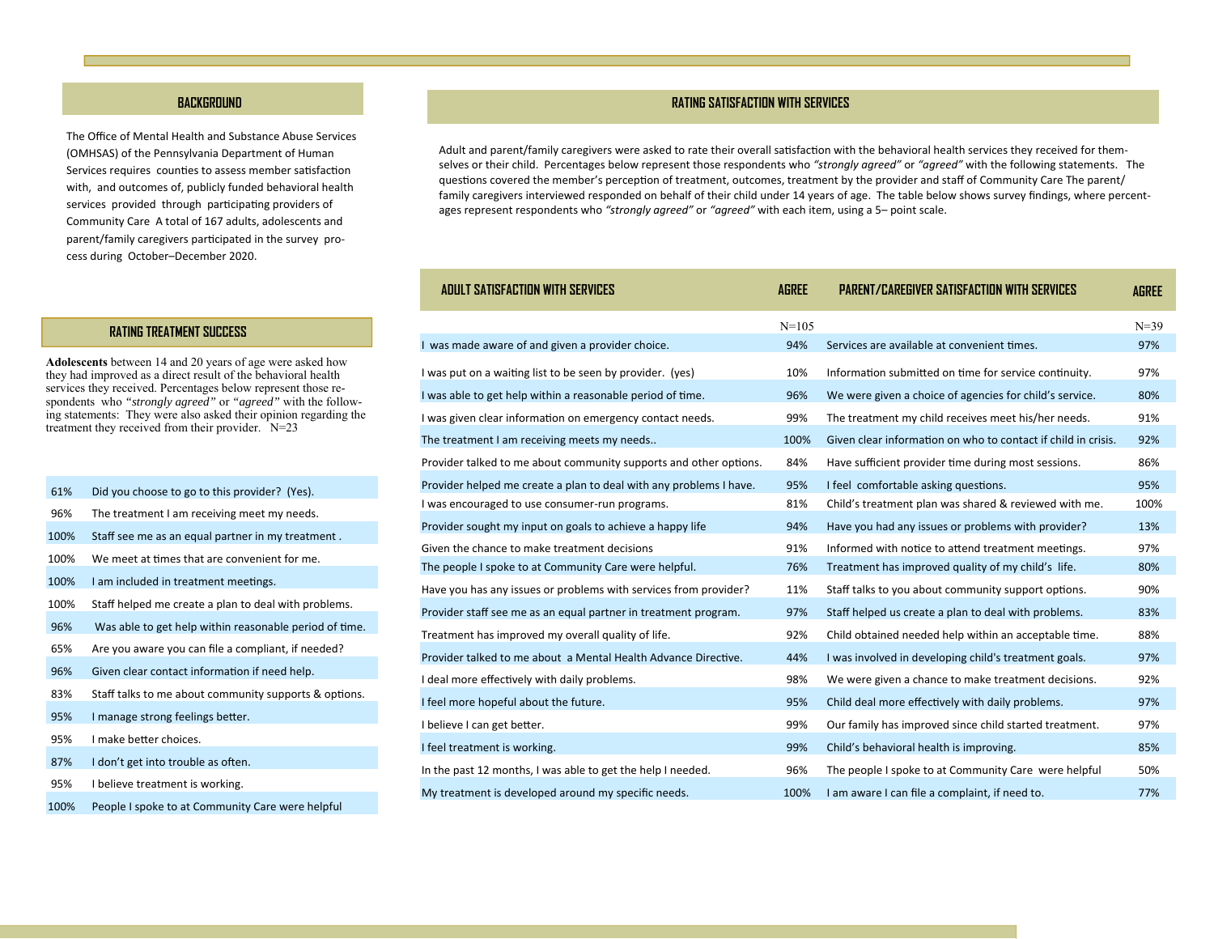## BACKGROUND

The Office of Mental Health and Substance Abuse Services (OMHSAS) of the Pennsylvania Department of Human Services requires counties to assess member satisfaction with, and outcomes of, publicly funded behavioral health services provided through participating providers of Community Care A total of 167 adults, adolescents and parent/family caregivers participated in the survey process during October–December 2020.

## RATING TREATMENT SUCCESS

**Adolescents** between 14 and 20 years of age were asked how they had improved as a direct result of the behavioral health services they received. Percentages below represent those respondents who *"strongly agreed"* or *"agreed"* with the following statements: They were also asked their opinion regarding the treatment they received from their provider. N=23

| | |
|---|---|
| 61% | Did you choose to go to this provider? (Yes). |
| 96% | The treatment I am receiving meet my needs. |
| 100% | Staff see me as an equal partner in my treatment . |
| 100% | We meet at times that are convenient for me. |
| 100% | I am included in treatment meetings. |
| 100% | Staff helped me create a plan to deal with problems. |
| 96% | Was able to get help within reasonable period of time. |
| 65% | Are you aware you can file a compliant, if needed? |
| 96% | Given clear contact information if need help. |
| 83% | Staff talks to me about community supports & options. |
| 95% | I manage strong feelings better. |
| 95% | I make better choices. |
| 87% | I don't get into trouble as often. |
| 95% | I believe treatment is working. |
| 100% | People I spoke to at Community Care were helpful |

## RATING SATISFACTION WITH SERVICES

Adult and parent/family caregivers were asked to rate their overall satisfaction with the behavioral health services they received for themselves or their child. Percentages below represent those respondents who *"strongly agreed"* or *"agreed"* with the following statements. The questions covered the member's perception of treatment, outcomes, treatment by the provider and staff of Community Care The parent/family caregivers interviewed responded on behalf of their child under 14 years of age. The table below shows survey findings, where percentages represent respondents who *"strongly agreed"* or *"agreed"* with each item, using a 5– point scale.

| ADULT SATISFACTION WITH SERVICES | AGREE | PARENT/CAREGIVER SATISFACTION WITH SERVICES | AGREE |
|---|---|---|---|
| | N=105 | | N=39 |
| I was made aware of and given a provider choice. | 94% | Services are available at convenient times. | 97% |
| I was put on a waiting list to be seen by provider. (yes) | 10% | Information submitted on time for service continuity. | 97% |
| I was able to get help within a reasonable period of time. | 96% | We were given a choice of agencies for child's service. | 80% |
| I was given clear information on emergency contact needs. | 99% | The treatment my child receives meet his/her needs. | 91% |
| The treatment I am receiving meets my needs.. | 100% | Given clear information on who to contact if child in crisis. | 92% |
| Provider talked to me about community supports and other options. | 84% | Have sufficient provider time during most sessions. | 86% |
| Provider helped me create a plan to deal with any problems I have. | 95% | I feel comfortable asking questions. | 95% |
| I was encouraged to use consumer-run programs. | 81% | Child's treatment plan was shared & reviewed with me. | 100% |
| Provider sought my input on goals to achieve a happy life | 94% | Have you had any issues or problems with provider? | 13% |
| Given the chance to make treatment decisions | 91% | Informed with notice to attend treatment meetings. | 97% |
| The people I spoke to at Community Care were helpful. | 76% | Treatment has improved quality of my child's life. | 80% |
| Have you has any issues or problems with services from provider? | 11% | Staff talks to you about community support options. | 90% |
| Provider staff see me as an equal partner in treatment program. | 97% | Staff helped us create a plan to deal with problems. | 83% |
| Treatment has improved my overall quality of life. | 92% | Child obtained needed help within an acceptable time. | 88% |
| Provider talked to me about a Mental Health Advance Directive. | 44% | I was involved in developing child's treatment goals. | 97% |
| I deal more effectively with daily problems. | 98% | We were given a chance to make treatment decisions. | 92% |
| I feel more hopeful about the future. | 95% | Child deal more effectively with daily problems. | 97% |
| I believe I can get better. | 99% | Our family has improved since child started treatment. | 97% |
| I feel treatment is working. | 99% | Child's behavioral health is improving. | 85% |
| In the past 12 months, I was able to get the help I needed. | 96% | The people I spoke to at Community Care were helpful | 50% |
| My treatment is developed around my specific needs. | 100% | I am aware I can file a complaint, if need to. | 77% |